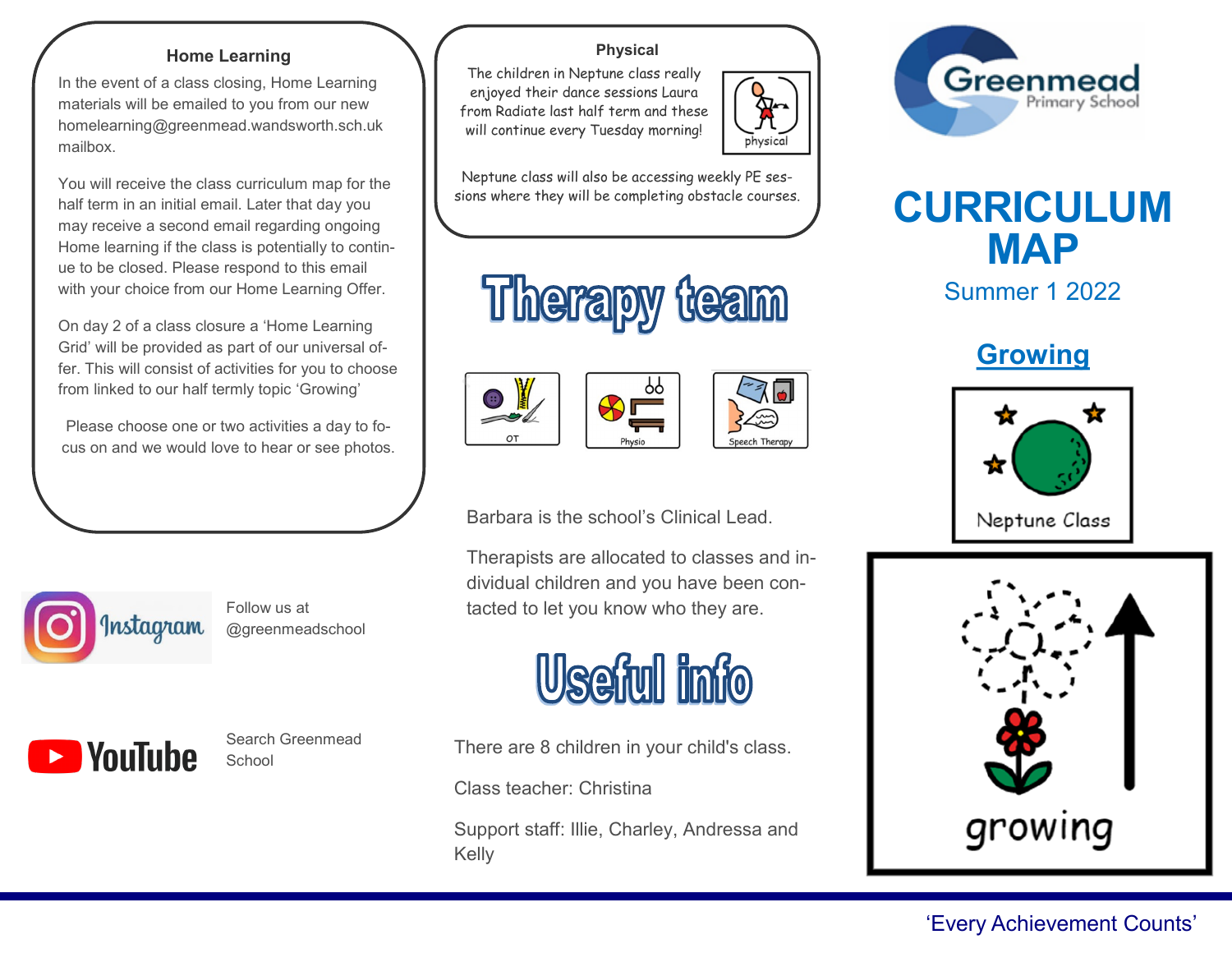# Greenmead Primary School

# CURRICULUM MAP

## Summer 1 2022

## Growing

Neptune Class

growing

### Home Learning

In the event of a class closing, Home Learning materials will be emailed to you from our new homelearning@greenmead.wandsworth.sch.uk mailbox.

You will receive the class curriculum map for the half term in an initial email. Later that day you may receive a second email regarding ongoing Home learning if the class is potentially to continue to be closed. Please respond to this email with your choice from our Home Learning Offer.

On day 2 of a class closure a 'Home Learning Grid' will be provided as part of our universal offer. This will consist of activities for you to choose from linked to our half termly topic 'Growing'

Please choose one or two activities a day to focus on and we would love to hear or see photos.

Instagram — Follow us at @greenmeadschool

YouTube — Search Greenmead School

### Physical

The children in Neptune class really enjoyed their dance sessions Laura from Radiate last half term and these will continue every Tuesday morning!

physical

Neptune class will also be accessing weekly PE sessions where they will be completing obstacle courses.

## Therapy team

OT — Physio — Speech Therapy

Barbara is the school's Clinical Lead.

Therapists are allocated to classes and individual children and you have been contacted to let you know who they are.

## Useful info

There are 8 children in your child's class.

Class teacher: Christina

Support staff: Illie, Charley, Andressa and Kelly

'Every Achievement Counts'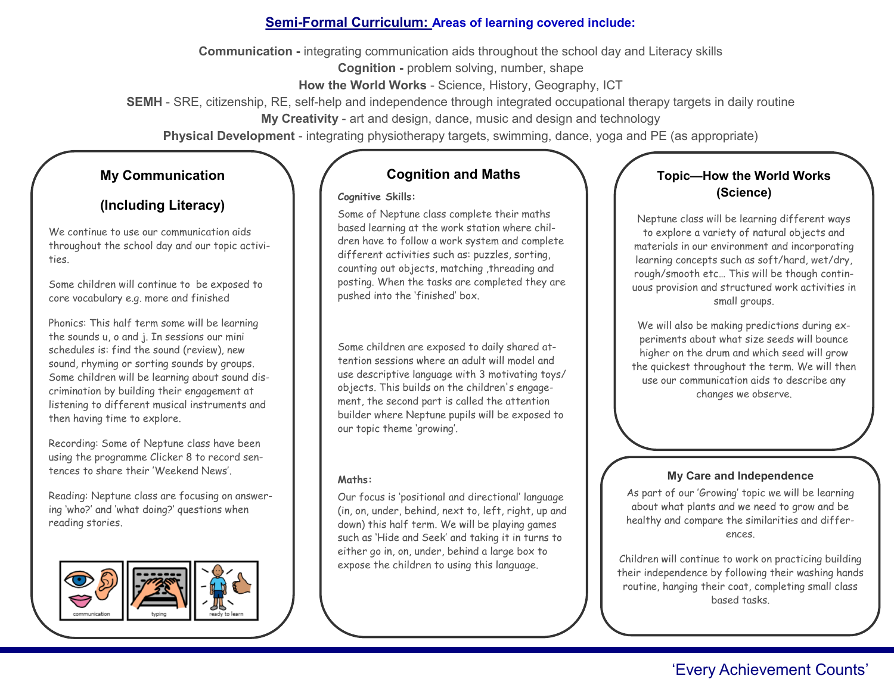## Semi-Formal Curriculum: Areas of learning covered include:

**Communication -** integrating communication aids throughout the school day and Literacy skills

**Cognition -** problem solving, number, shape

**How the World Works** - Science, History, Geography, ICT

**SEMH** - SRE, citizenship, RE, self-help and independence through integrated occupational therapy targets in daily routine

**My Creativity** - art and design, dance, music and design and technology

**Physical Development** - integrating physiotherapy targets, swimming, dance, yoga and PE (as appropriate)

### My Communication (Including Literacy)

We continue to use our communication aids throughout the school day and our topic activities.

Some children will continue to be exposed to core vocabulary e.g. more and finished

Phonics: This half term some will be learning the sounds u, o and j. In sessions our mini schedules is: find the sound (review), new sound, rhyming or sorting sounds by groups. Some children will be learning about sound discrimination by building their engagement at listening to different musical instruments and then having time to explore.

Recording: Some of Neptune class have been using the programme Clicker 8 to record sentences to share their 'Weekend News'.

Reading: Neptune class are focusing on answering 'who?' and 'what doing?' questions when reading stories.

communication typing ready to learn

### Cognition and Maths

**Cognitive Skills:**

Some of Neptune class complete their maths based learning at the work station where children have to follow a work system and complete different activities such as: puzzles, sorting, counting out objects, matching ,threading and posting. When the tasks are completed they are pushed into the 'finished' box.

Some children are exposed to daily shared attention sessions where an adult will model and use descriptive language with 3 motivating toys/ objects. This builds on the children's engagement, the second part is called the attention builder where Neptune pupils will be exposed to our topic theme 'growing'.

**Maths:**

Our focus is 'positional and directional' language (in, on, under, behind, next to, left, right, up and down) this half term. We will be playing games such as 'Hide and Seek' and taking it in turns to either go in, on, under, behind a large box to expose the children to using this language.

### Topic—How the World Works (Science)

Neptune class will be learning different ways to explore a variety of natural objects and materials in our environment and incorporating learning concepts such as soft/hard, wet/dry, rough/smooth etc… This will be though continuous provision and structured work activities in small groups.

We will also be making predictions during experiments about what size seeds will bounce higher on the drum and which seed will grow the quickest throughout the term. We will then use our communication aids to describe any changes we observe.

### My Care and Independence

As part of our 'Growing' topic we will be learning about what plants and we need to grow and be healthy and compare the similarities and differences.

Children will continue to work on practicing building their independence by following their washing hands routine, hanging their coat, completing small class based tasks.

'Every Achievement Counts'